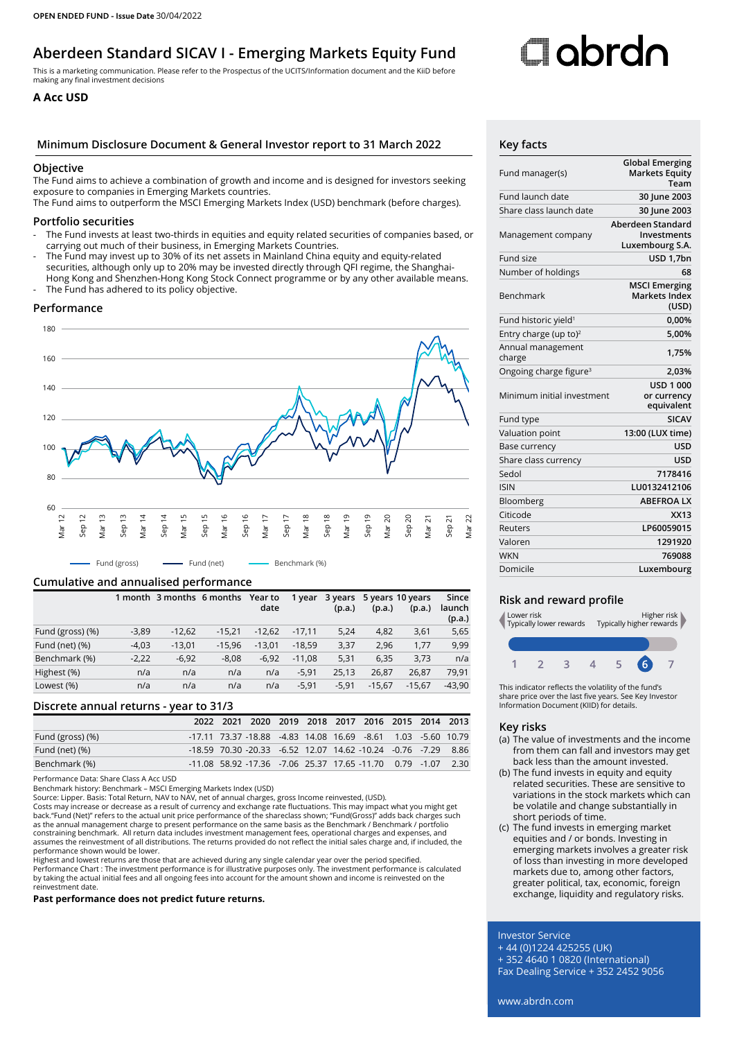OPEN ENDED FUND - Issue Date 30/04/2022

# Aberdeen Standard SICAV I - Emerging Markets Equity Fund

This is a marketing communication. Please refer to the Prospectus of the UCITS/Information document and the KiiD before making any final investment decisions

**A Acc USD**

abrdn

## Minimum Disclosure Document & General Investor report to 31 March 2022

### Objective

The Fund aims to achieve a combination of growth and income and is designed for investors seeking exposure to companies in Emerging Markets countries.
The Fund aims to outperform the MSCI Emerging Markets Index (USD) benchmark (before charges).

### Portfolio securities

- The Fund invests at least two-thirds in equities and equity related securities of companies based, or carrying out much of their business, in Emerging Markets Countries.
- The Fund may invest up to 30% of its net assets in Mainland China equity and equity-related securities, although only up to 20% may be invested directly through QFI regime, the Shanghai-Hong Kong and Shenzhen-Hong Kong Stock Connect programme or by any other available means.
- The Fund has adhered to its policy objective.

### Performance

Fund (gross) — Fund (net) — Benchmark (%)

### Cumulative and annualised performance

| | 1 month | 3 months | 6 months | Year to date | 1 year | 3 years (p.a.) | 5 years (p.a.) | 10 years (p.a.) | Since launch (p.a.) |
|---|---|---|---|---|---|---|---|---|---|
| Fund (gross) (%) | -3,89 | -12,62 | -15,21 | -12,62 | -17,11 | 5,24 | 4,82 | 3,61 | 5,65 |
| Fund (net) (%) | -4,03 | -13,01 | -15,96 | -13,01 | -18,59 | 3,37 | 2,96 | 1,77 | 9,99 |
| Benchmark (%) | -2,22 | -6,92 | -8,08 | -6,92 | -11,08 | 5,31 | 6,35 | 3,73 | n/a |
| Highest (%) | n/a | n/a | n/a | n/a | -5,91 | 25,13 | 26,87 | 26,87 | 79,91 |
| Lowest (%) | n/a | n/a | n/a | n/a | -5,91 | -5,91 | -15,67 | -15,67 | -43,90 |

### Discrete annual returns - year to 31/3

| | 2022 | 2021 | 2020 | 2019 | 2018 | 2017 | 2016 | 2015 | 2014 | 2013 |
|---|---|---|---|---|---|---|---|---|---|---|
| Fund (gross) (%) | -17.11 | 73.37 | -18.88 | -4.83 | 14.08 | 16.69 | -8.61 | 1.03 | -5.60 | 10.79 |
| Fund (net) (%) | -18.59 | 70.30 | -20.33 | -6.52 | 12.07 | 14.62 | -10.24 | -0.76 | -7.29 | 8.86 |
| Benchmark (%) | -11.08 | 58.92 | -17.36 | -7.06 | 25.37 | 17.65 | -11.70 | 0.79 | -1.07 | 2.30 |

Performance Data: Share Class A Acc USD
Benchmark history: Benchmark – MSCI Emerging Markets Index (USD)
Source: Lipper. Basis: Total Return, NAV to NAV, net of annual charges, gross Income reinvested, (USD).
Costs may increase or decrease as a result of currency and exchange rate fluctuations. This may impact what you might get back."Fund (Net)" refers to the actual unit price performance of the shareclass shown; "Fund(Gross)" adds back charges such as the annual management charge to present performance on the same basis as the Benchmark / Benchmark / portfolio constraining benchmark. All return data includes investment management fees, operational charges and expenses, and assumes the reinvestment of all distributions. The returns provided do not reflect the initial sales charge and, if included, the performance shown would be lower.
Highest and lowest returns are those that are achieved during any single calendar year over the period specified.
Performance Chart : The investment performance is for illustrative purposes only. The investment performance is calculated by taking the actual initial fees and all ongoing fees into account for the amount shown and income is reinvested on the reinvestment date.

**Past performance does not predict future returns.**

## Key facts

| | |
|---|---|
| Fund manager(s) | Global Emerging Markets Equity Team |
| Fund launch date | 30 June 2003 |
| Share class launch date | 30 June 2003 |
| Management company | Aberdeen Standard Investments Luxembourg S.A. |
| Fund size | USD 1,7bn |
| Number of holdings | 68 |
| Benchmark | MSCI Emerging Markets Index (USD) |
| Fund historic yield[1] | 0,00% |
| Entry charge (up to)[2] | 5,00% |
| Annual management charge | 1,75% |
| Ongoing charge figure[3] | 2,03% |
| Minimum initial investment | USD 1 000 or currency equivalent |
| Fund type | SICAV |
| Valuation point | 13:00 (LUX time) |
| Base currency | USD |
| Share class currency | USD |
| Sedol | 7178416 |
| ISIN | LU0132412106 |
| Bloomberg | ABEFROA LX |
| Citicode | XX13 |
| Reuters | LP60059015 |
| Valoren | 1291920 |
| WKN | 769088 |
| Domicile | Luxembourg |

## Risk and reward profile

Lower risk — Typically lower rewards | Higher risk — Typically higher rewards

1 2 3 4 5 **6** 7

This indicator reflects the volatility of the fund's share price over the last five years. See Key Investor Information Document (KIID) for details.

## Key risks

(a) The value of investments and the income from them can fall and investors may get back less than the amount invested.
(b) The fund invests in equity and equity related securities. These are sensitive to variations in the stock markets which can be volatile and change substantially in short periods of time.
(c) The fund invests in emerging market equities and / or bonds. Investing in emerging markets involves a greater risk of loss than investing in more developed markets due to, among other factors, greater political, tax, economic, foreign exchange, liquidity and regulatory risks.

Investor Service
+ 44 (0)1224 425255 (UK)
+ 352 4640 1 0820 (International)
Fax Dealing Service + 352 2452 9056

www.abrdn.com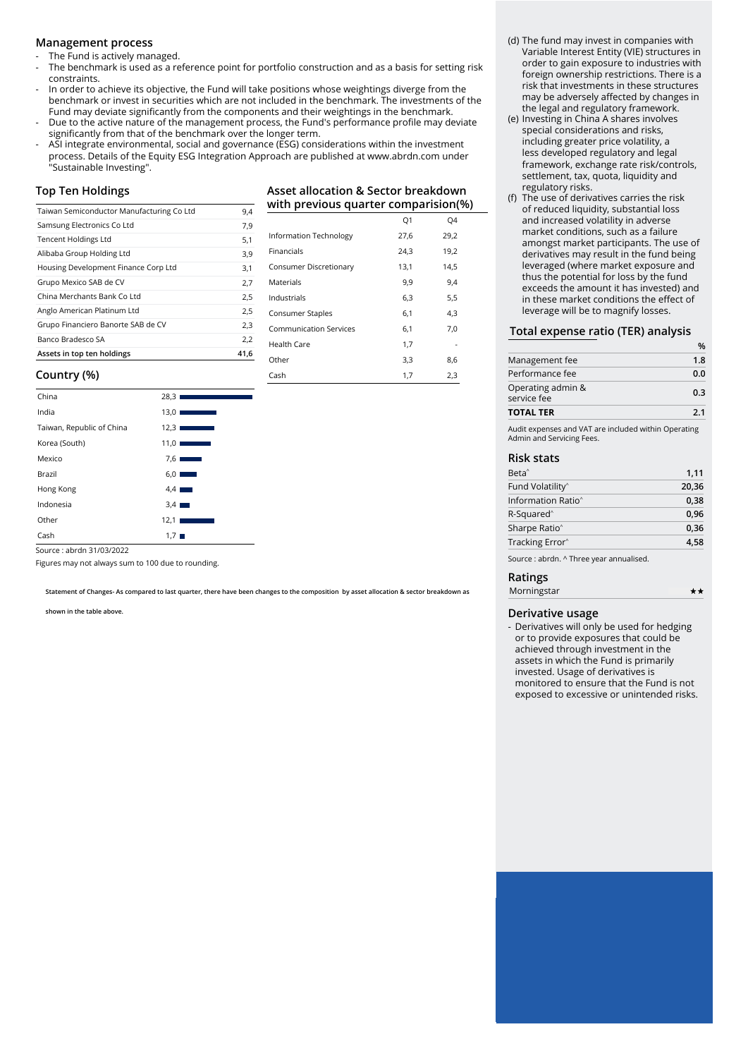## Management process

- The Fund is actively managed.
- The benchmark is used as a reference point for portfolio construction and as a basis for setting risk constraints.
- In order to achieve its objective, the Fund will take positions whose weightings diverge from the benchmark or invest in securities which are not included in the benchmark. The investments of the Fund may deviate significantly from the components and their weightings in the benchmark.
- Due to the active nature of the management process, the Fund's performance profile may deviate significantly from that of the benchmark over the longer term.
- ASI integrate environmental, social and governance (ESG) considerations within the investment process. Details of the Equity ESG Integration Approach are published at www.abrdn.com under "Sustainable Investing".

## Top Ten Holdings

| | |
|---|---|
| Taiwan Semiconductor Manufacturing Co Ltd | 9,4 |
| Samsung Electronics Co Ltd | 7,9 |
| Tencent Holdings Ltd | 5,1 |
| Alibaba Group Holding Ltd | 3,9 |
| Housing Development Finance Corp Ltd | 3,1 |
| Grupo Mexico SAB de CV | 2,7 |
| China Merchants Bank Co Ltd | 2,5 |
| Anglo American Platinum Ltd | 2,5 |
| Grupo Financiero Banorte SAB de CV | 2,3 |
| Banco Bradesco SA | 2,2 |
| **Assets in top ten holdings** | **41,6** |

## Country (%)

| | |
|---|---|
| China | 28,3 |
| India | 13,0 |
| Taiwan, Republic of China | 12,3 |
| Korea (South) | 11,0 |
| Mexico | 7,6 |
| Brazil | 6,0 |
| Hong Kong | 4,4 |
| Indonesia | 3,4 |
| Other | 12,1 |
| Cash | 1,7 |

Source : abrdn 31/03/2022

Figures may not always sum to 100 due to rounding.

## Asset allocation & Sector breakdown with previous quarter comparision(%)

| | Q1 | Q4 |
|---|---|---|
| Information Technology | 27,6 | 29,2 |
| Financials | 24,3 | 19,2 |
| Consumer Discretionary | 13,1 | 14,5 |
| Materials | 9,9 | 9,4 |
| Industrials | 6,3 | 5,5 |
| Consumer Staples | 6,1 | 4,3 |
| Communication Services | 6,1 | 7,0 |
| Health Care | 1,7 | - |
| Other | 3,3 | 8,6 |
| Cash | 1,7 | 2,3 |

**Statement of Changes- As compared to last quarter, there have been changes to the composition by asset allocation & sector breakdown as shown in the table above.**

(d) The fund may invest in companies with Variable Interest Entity (VIE) structures in order to gain exposure to industries with foreign ownership restrictions. There is a risk that investments in these structures may be adversely affected by changes in the legal and regulatory framework.

(e) Investing in China A shares involves special considerations and risks, including greater price volatility, a less developed regulatory and legal framework, exchange rate risk/controls, settlement, tax, quota, liquidity and regulatory risks.

(f) The use of derivatives carries the risk of reduced liquidity, substantial loss and increased volatility in adverse market conditions, such as a failure amongst market participants. The use of derivatives may result in the fund being leveraged (where market exposure and thus the potential for loss by the fund exceeds the amount it has invested) and in these market conditions the effect of leverage will be to magnify losses.

## Total expense ratio (TER) analysis

| | % |
|---|---|
| Management fee | 1.8 |
| Performance fee | 0.0 |
| Operating admin & service fee | 0.3 |
| **TOTAL TER** | **2.1** |

Audit expenses and VAT are included within Operating Admin and Servicing Fees.

## Risk stats

| | |
|---|---|
| Beta^ | 1,11 |
| Fund Volatility^ | 20,36 |
| Information Ratio^ | 0,38 |
| R-Squared^ | 0,96 |
| Sharpe Ratio^ | 0,36 |
| Tracking Error^ | 4,58 |

Source : abrdn. ^ Three year annualised.

## Ratings

| | |
|---|---|
| Morningstar | ★★ |

## Derivative usage

- Derivatives will only be used for hedging or to provide exposures that could be achieved through investment in the assets in which the Fund is primarily invested. Usage of derivatives is monitored to ensure that the Fund is not exposed to excessive or unintended risks.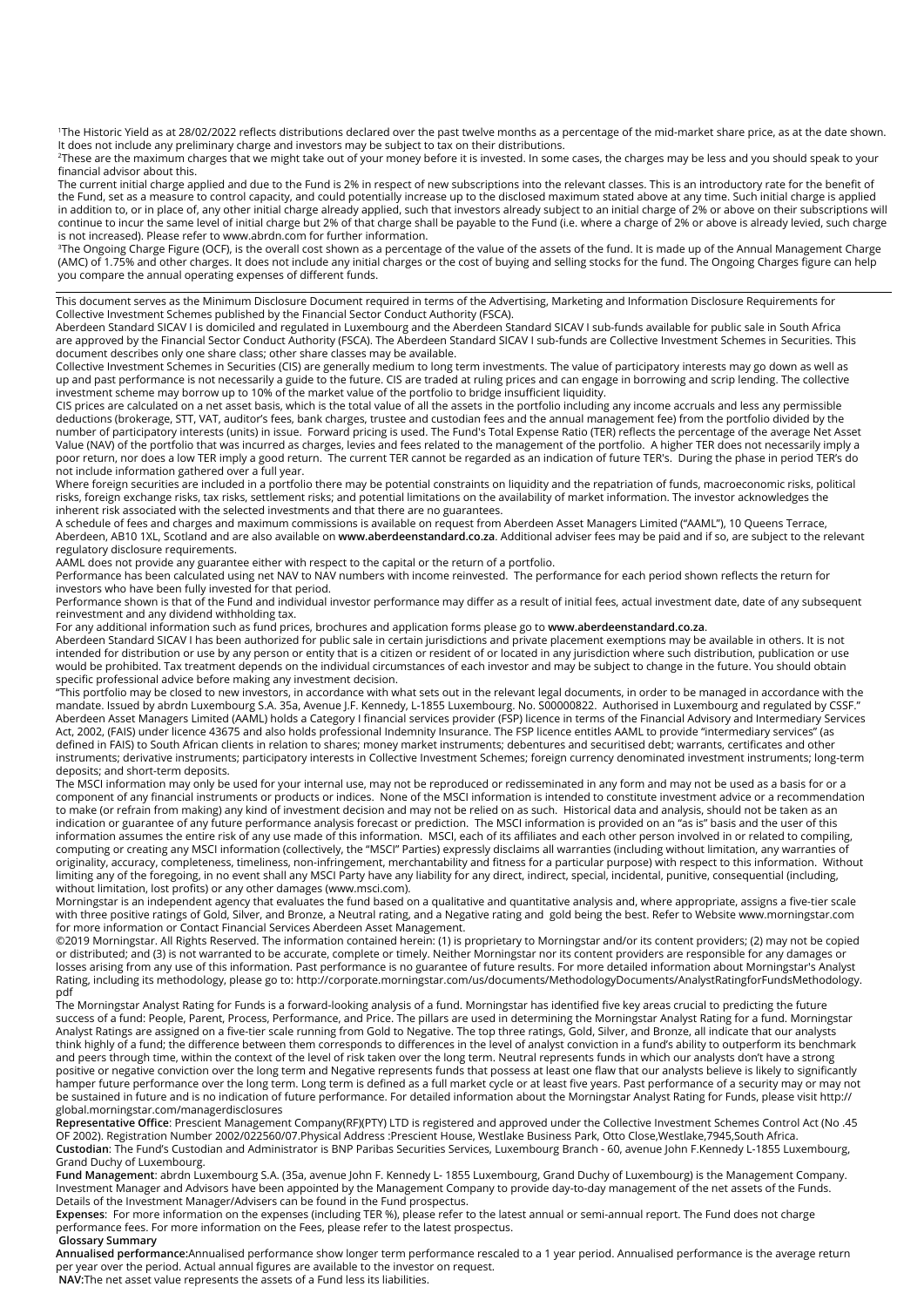[1]The Historic Yield as at 28/02/2022 reflects distributions declared over the past twelve months as a percentage of the mid-market share price, as at the date shown. It does not include any preliminary charge and investors may be subject to tax on their distributions.

[2]These are the maximum charges that we might take out of your money before it is invested. In some cases, the charges may be less and you should speak to your financial advisor about this.

The current initial charge applied and due to the Fund is 2% in respect of new subscriptions into the relevant classes. This is an introductory rate for the benefit of the Fund, set as a measure to control capacity, and could potentially increase up to the disclosed maximum stated above at any time. Such initial charge is applied in addition to, or in place of, any other initial charge already applied, such that investors already subject to an initial charge of 2% or above on their subscriptions will continue to incur the same level of initial charge but 2% of that charge shall be payable to the Fund (i.e. where a charge of 2% or above is already levied, such charge is not increased). Please refer to www.abrdn.com for further information.

[3]The Ongoing Charge Figure (OCF), is the overall cost shown as a percentage of the value of the assets of the fund. It is made up of the Annual Management Charge (AMC) of 1.75% and other charges. It does not include any initial charges or the cost of buying and selling stocks for the fund. The Ongoing Charges figure can help you compare the annual operating expenses of different funds.

---

This document serves as the Minimum Disclosure Document required in terms of the Advertising, Marketing and Information Disclosure Requirements for Collective Investment Schemes published by the Financial Sector Conduct Authority (FSCA).

Aberdeen Standard SICAV I is domiciled and regulated in Luxembourg and the Aberdeen Standard SICAV I sub-funds available for public sale in South Africa are approved by the Financial Sector Conduct Authority (FSCA). The Aberdeen Standard SICAV I sub-funds are Collective Investment Schemes in Securities. This document describes only one share class; other share classes may be available.

Collective Investment Schemes in Securities (CIS) are generally medium to long term investments. The value of participatory interests may go down as well as up and past performance is not necessarily a guide to the future. CIS are traded at ruling prices and can engage in borrowing and scrip lending. The collective investment scheme may borrow up to 10% of the market value of the portfolio to bridge insufficient liquidity.

CIS prices are calculated on a net asset basis, which is the total value of all the assets in the portfolio including any income accruals and less any permissible deductions (brokerage, STT, VAT, auditor's fees, bank charges, trustee and custodian fees and the annual management fee) from the portfolio divided by the number of participatory interests (units) in issue. Forward pricing is used. The Fund's Total Expense Ratio (TER) reflects the percentage of the average Net Asset Value (NAV) of the portfolio that was incurred as charges, levies and fees related to the management of the portfolio. A higher TER does not necessarily imply a poor return, nor does a low TER imply a good return. The current TER cannot be regarded as an indication of future TER's. During the phase in period TER's do not include information gathered over a full year.

Where foreign securities are included in a portfolio there may be potential constraints on liquidity and the repatriation of funds, macroeconomic risks, political risks, foreign exchange risks, tax risks, settlement risks; and potential limitations on the availability of market information. The investor acknowledges the inherent risk associated with the selected investments and that there are no guarantees.

A schedule of fees and charges and maximum commissions is available on request from Aberdeen Asset Managers Limited ("AAML"), 10 Queens Terrace, Aberdeen, AB10 1XL, Scotland and are also available on **www.aberdeenstandard.co.za**. Additional adviser fees may be paid and if so, are subject to the relevant regulatory disclosure requirements.

AAML does not provide any guarantee either with respect to the capital or the return of a portfolio.

Performance has been calculated using net NAV to NAV numbers with income reinvested. The performance for each period shown reflects the return for investors who have been fully invested for that period.

Performance shown is that of the Fund and individual investor performance may differ as a result of initial fees, actual investment date, date of any subsequent reinvestment and any dividend withholding tax.

For any additional information such as fund prices, brochures and application forms please go to **www.aberdeenstandard.co.za**.

Aberdeen Standard SICAV I has been authorized for public sale in certain jurisdictions and private placement exemptions may be available in others. It is not intended for distribution or use by any person or entity that is a citizen or resident of or located in any jurisdiction where such distribution, publication or use would be prohibited. Tax treatment depends on the individual circumstances of each investor and may be subject to change in the future. You should obtain specific professional advice before making any investment decision.

"This portfolio may be closed to new investors, in accordance with what sets out in the relevant legal documents, in order to be managed in accordance with the mandate. Issued by abrdn Luxembourg S.A. 35a, Avenue J.F. Kennedy, L-1855 Luxembourg. No. S00000822. Authorised in Luxembourg and regulated by CSSF."

Aberdeen Asset Managers Limited (AAML) holds a Category I financial services provider (FSP) licence in terms of the Financial Advisory and Intermediary Services Act, 2002, (FAIS) under licence 43675 and also holds professional Indemnity Insurance. The FSP licence entitles AAML to provide "intermediary services" (as defined in FAIS) to South African clients in relation to shares; money market instruments; debentures and securitised debt; warrants, certificates and other instruments; derivative instruments; participatory interests in Collective Investment Schemes; foreign currency denominated investment instruments; long-term deposits; and short-term deposits.

The MSCI information may only be used for your internal use, may not be reproduced or redisseminated in any form and may not be used as a basis for or a component of any financial instruments or products or indices. None of the MSCI information is intended to constitute investment advice or a recommendation to make (or refrain from making) any kind of investment decision and may not be relied on as such. Historical data and analysis, should not be taken as an indication or guarantee of any future performance analysis forecast or prediction. The MSCI information is provided on an "as is" basis and the user of this information assumes the entire risk of any use made of this information. MSCI, each of its affiliates and each other person involved in or related to compiling, computing or creating any MSCI information (collectively, the "MSCI" Parties) expressly disclaims all warranties (including without limitation, any warranties of originality, accuracy, completeness, timeliness, non-infringement, merchantability and fitness for a particular purpose) with respect to this information. Without limiting any of the foregoing, in no event shall any MSCI Party have any liability for any direct, indirect, special, incidental, punitive, consequential (including, without limitation, lost profits) or any other damages (www.msci.com).

Morningstar is an independent agency that evaluates the fund based on a qualitative and quantitative analysis and, where appropriate, assigns a five-tier scale with three positive ratings of Gold, Silver, and Bronze, a Neutral rating, and a Negative rating and gold being the best. Refer to Website www.morningstar.com for more information or Contact Financial Services Aberdeen Asset Management.

©2019 Morningstar. All Rights Reserved. The information contained herein: (1) is proprietary to Morningstar and/or its content providers; (2) may not be copied or distributed; and (3) is not warranted to be accurate, complete or timely. Neither Morningstar nor its content providers are responsible for any damages or losses arising from any use of this information. Past performance is no guarantee of future results. For more detailed information about Morningstar's Analyst Rating, including its methodology, please go to: http://corporate.morningstar.com/us/documents/MethodologyDocuments/AnalystRatingforFundsMethodology.pdf

The Morningstar Analyst Rating for Funds is a forward-looking analysis of a fund. Morningstar has identified five key areas crucial to predicting the future success of a fund: People, Parent, Process, Performance, and Price. The pillars are used in determining the Morningstar Analyst Rating for a fund. Morningstar Analyst Ratings are assigned on a five-tier scale running from Gold to Negative. The top three ratings, Gold, Silver, and Bronze, all indicate that our analysts think highly of a fund; the difference between them corresponds to differences in the level of analyst conviction in a fund's ability to outperform its benchmark and peers through time, within the context of the level of risk taken over the long term. Neutral represents funds in which our analysts don't have a strong positive or negative conviction over the long term and Negative represents funds that possess at least one flaw that our analysts believe is likely to significantly hamper future performance over the long term. Long term is defined as a full market cycle or at least five years. Past performance of a security may or may not be sustained in future and is no indication of future performance. For detailed information about the Morningstar Analyst Rating for Funds, please visit http://global.morningstar.com/managerdisclosures

**Representative Office**: Prescient Management Company(RF)(PTY) LTD is registered and approved under the Collective Investment Schemes Control Act (No .45 OF 2002). Registration Number 2002/022560/07.Physical Address :Prescient House, Westlake Business Park, Otto Close,Westlake,7945,South Africa.

**Custodian**: The Fund's Custodian and Administrator is BNP Paribas Securities Services, Luxembourg Branch - 60, avenue John F.Kennedy L-1855 Luxembourg, Grand Duchy of Luxembourg.

**Fund Management**: abrdn Luxembourg S.A. (35a, avenue John F. Kennedy L- 1855 Luxembourg, Grand Duchy of Luxembourg) is the Management Company. Investment Manager and Advisors have been appointed by the Management Company to provide day-to-day management of the net assets of the Funds. Details of the Investment Manager/Advisers can be found in the Fund prospectus.

**Expenses**: For more information on the expenses (including TER %), please refer to the latest annual or semi-annual report. The Fund does not charge performance fees. For more information on the Fees, please refer to the latest prospectus.

**Glossary Summary**

**Annualised performance:**Annualised performance show longer term performance rescaled to a 1 year period. Annualised performance is the average return per year over the period. Actual annual figures are available to the investor on request.

**NAV:**The net asset value represents the assets of a Fund less its liabilities.